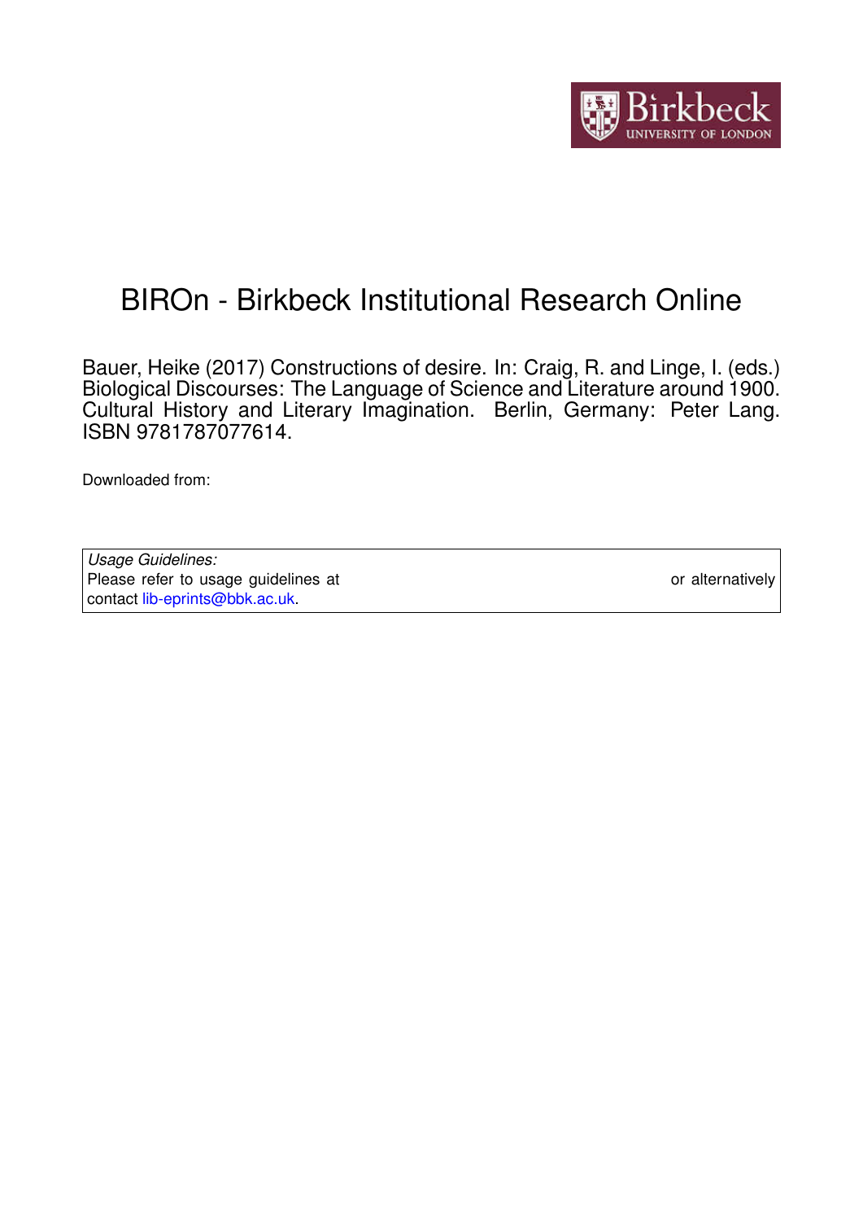Birkbeck UNIVERSITY OF LONDON

# BIROn - Birkbeck Institutional Research Online

Bauer, Heike (2017) Constructions of desire. In: Craig, R. and Linge, I. (eds.) Biological Discourses: The Language of Science and Literature around 1900. Cultural History and Literary Imagination. Berlin, Germany: Peter Lang. ISBN 9781787077614.

Downloaded from:

*Usage Guidelines:*
Please refer to usage guidelines at or alternatively contact lib-eprints@bbk.ac.uk.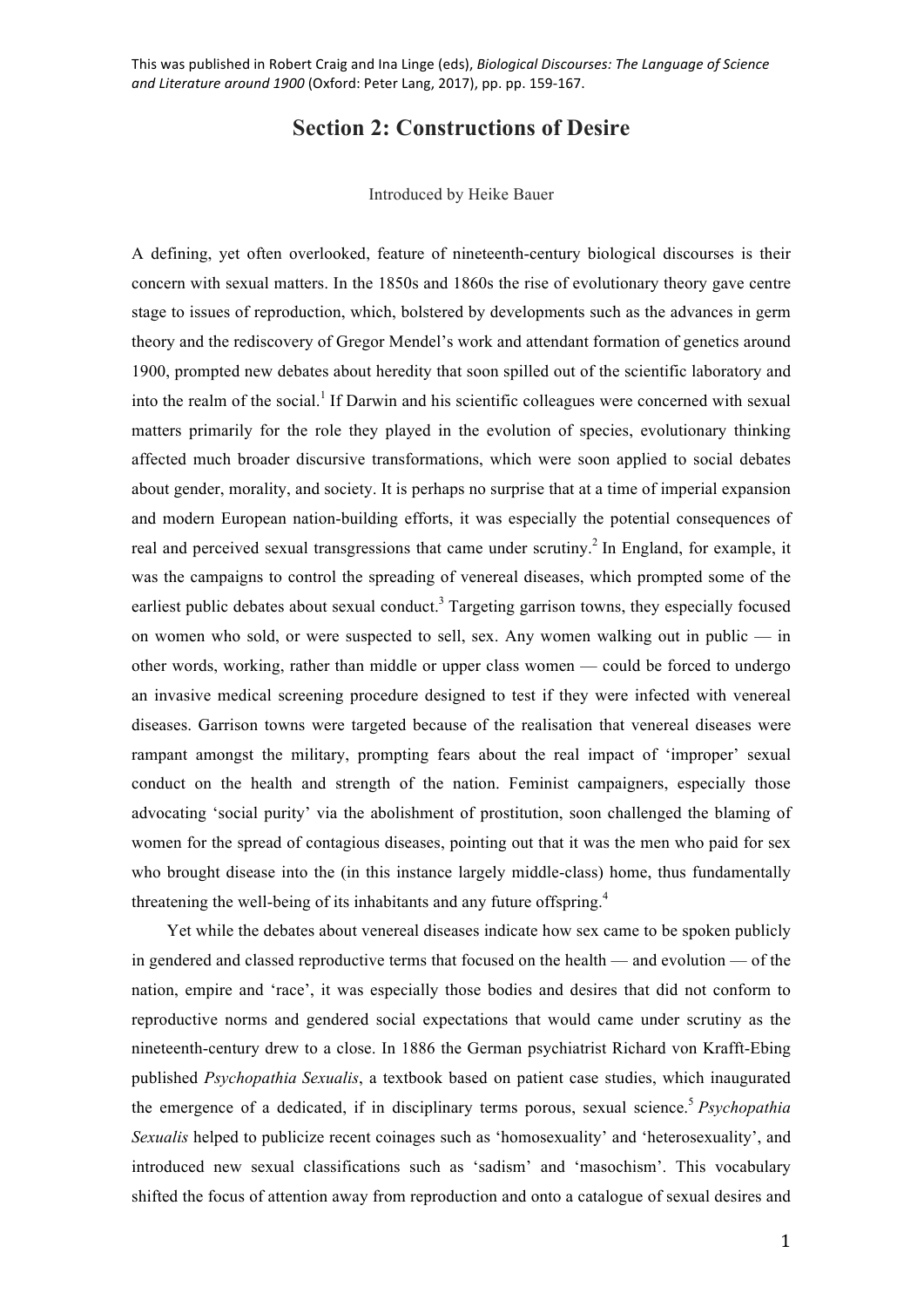This was published in Robert Craig and Ina Linge (eds), *Biological Discourses: The Language of Science and Literature around 1900* (Oxford: Peter Lang, 2017), pp. pp. 159-167.

# Section 2: Constructions of Desire

Introduced by Heike Bauer

A defining, yet often overlooked, feature of nineteenth-century biological discourses is their concern with sexual matters. In the 1850s and 1860s the rise of evolutionary theory gave centre stage to issues of reproduction, which, bolstered by developments such as the advances in germ theory and the rediscovery of Gregor Mendel's work and attendant formation of genetics around 1900, prompted new debates about heredity that soon spilled out of the scientific laboratory and into the realm of the social.[1] If Darwin and his scientific colleagues were concerned with sexual matters primarily for the role they played in the evolution of species, evolutionary thinking affected much broader discursive transformations, which were soon applied to social debates about gender, morality, and society. It is perhaps no surprise that at a time of imperial expansion and modern European nation-building efforts, it was especially the potential consequences of real and perceived sexual transgressions that came under scrutiny.[2] In England, for example, it was the campaigns to control the spreading of venereal diseases, which prompted some of the earliest public debates about sexual conduct.[3] Targeting garrison towns, they especially focused on women who sold, or were suspected to sell, sex. Any women walking out in public — in other words, working, rather than middle or upper class women — could be forced to undergo an invasive medical screening procedure designed to test if they were infected with venereal diseases. Garrison towns were targeted because of the realisation that venereal diseases were rampant amongst the military, prompting fears about the real impact of 'improper' sexual conduct on the health and strength of the nation. Feminist campaigners, especially those advocating 'social purity' via the abolishment of prostitution, soon challenged the blaming of women for the spread of contagious diseases, pointing out that it was the men who paid for sex who brought disease into the (in this instance largely middle-class) home, thus fundamentally threatening the well-being of its inhabitants and any future offspring.[4]

Yet while the debates about venereal diseases indicate how sex came to be spoken publicly in gendered and classed reproductive terms that focused on the health — and evolution — of the nation, empire and 'race', it was especially those bodies and desires that did not conform to reproductive norms and gendered social expectations that would came under scrutiny as the nineteenth-century drew to a close. In 1886 the German psychiatrist Richard von Krafft-Ebing published *Psychopathia Sexualis*, a textbook based on patient case studies, which inaugurated the emergence of a dedicated, if in disciplinary terms porous, sexual science.[5] *Psychopathia Sexualis* helped to publicize recent coinages such as 'homosexuality' and 'heterosexuality', and introduced new sexual classifications such as 'sadism' and 'masochism'. This vocabulary shifted the focus of attention away from reproduction and onto a catalogue of sexual desires and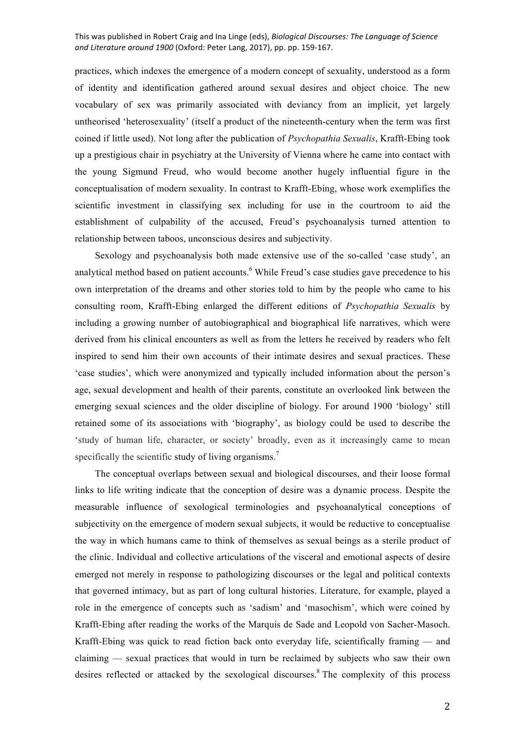practices, which indexes the emergence of a modern concept of sexuality, understood as a form of identity and identification gathered around sexual desires and object choice. The new vocabulary of sex was primarily associated with deviancy from an implicit, yet largely untheorised 'heterosexuality' (itself a product of the nineteenth-century when the term was first coined if little used). Not long after the publication of *Psychopathia Sexualis*, Krafft-Ebing took up a prestigious chair in psychiatry at the University of Vienna where he came into contact with the young Sigmund Freud, who would become another hugely influential figure in the conceptualisation of modern sexuality. In contrast to Krafft-Ebing, whose work exemplifies the scientific investment in classifying sex including for use in the courtroom to aid the establishment of culpability of the accused, Freud's psychoanalysis turned attention to relationship between taboos, unconscious desires and subjectivity.

Sexology and psychoanalysis both made extensive use of the so-called 'case study', an analytical method based on patient accounts.[6] While Freud's case studies gave precedence to his own interpretation of the dreams and other stories told to him by the people who came to his consulting room, Krafft-Ebing enlarged the different editions of *Psychopathia Sexualis* by including a growing number of autobiographical and biographical life narratives, which were derived from his clinical encounters as well as from the letters he received by readers who felt inspired to send him their own accounts of their intimate desires and sexual practices. These 'case studies', which were anonymized and typically included information about the person's age, sexual development and health of their parents, constitute an overlooked link between the emerging sexual sciences and the older discipline of biology. For around 1900 'biology' still retained some of its associations with 'biography', as biology could be used to describe the 'study of human life, character, or society' broadly, even as it increasingly came to mean specifically the scientific study of living organisms.[7]

The conceptual overlaps between sexual and biological discourses, and their loose formal links to life writing indicate that the conception of desire was a dynamic process. Despite the measurable influence of sexological terminologies and psychoanalytical conceptions of subjectivity on the emergence of modern sexual subjects, it would be reductive to conceptualise the way in which humans came to think of themselves as sexual beings as a sterile product of the clinic. Individual and collective articulations of the visceral and emotional aspects of desire emerged not merely in response to pathologizing discourses or the legal and political contexts that governed intimacy, but as part of long cultural histories. Literature, for example, played a role in the emergence of concepts such as 'sadism' and 'masochism', which were coined by Krafft-Ebing after reading the works of the Marquis de Sade and Leopold von Sacher-Masoch. Krafft-Ebing was quick to read fiction back onto everyday life, scientifically framing — and claiming — sexual practices that would in turn be reclaimed by subjects who saw their own desires reflected or attacked by the sexological discourses.[8] The complexity of this process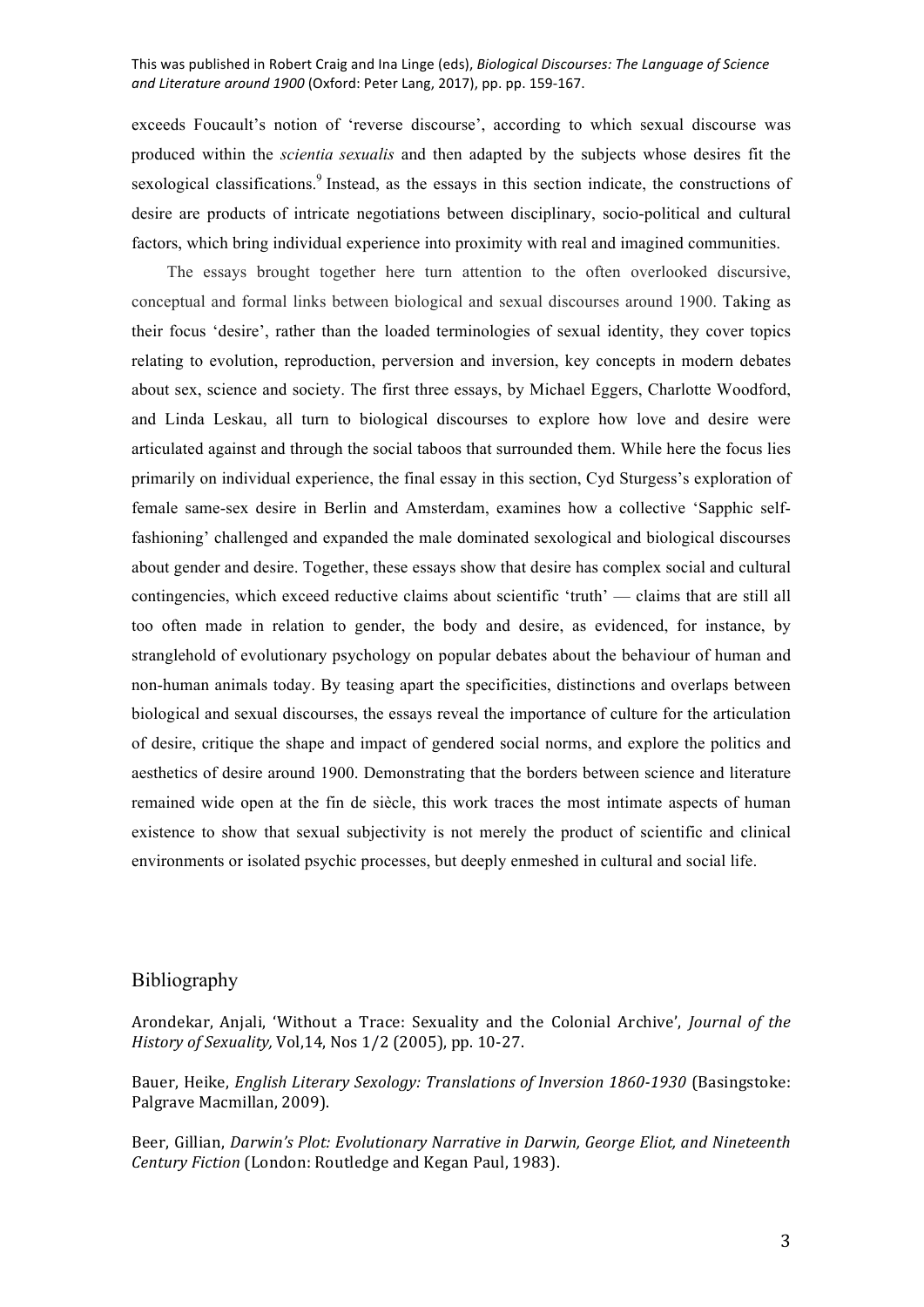exceeds Foucault's notion of 'reverse discourse', according to which sexual discourse was produced within the *scientia sexualis* and then adapted by the subjects whose desires fit the sexological classifications.[9] Instead, as the essays in this section indicate, the constructions of desire are products of intricate negotiations between disciplinary, socio-political and cultural factors, which bring individual experience into proximity with real and imagined communities.

The essays brought together here turn attention to the often overlooked discursive, conceptual and formal links between biological and sexual discourses around 1900. Taking as their focus 'desire', rather than the loaded terminologies of sexual identity, they cover topics relating to evolution, reproduction, perversion and inversion, key concepts in modern debates about sex, science and society. The first three essays, by Michael Eggers, Charlotte Woodford, and Linda Leskau, all turn to biological discourses to explore how love and desire were articulated against and through the social taboos that surrounded them. While here the focus lies primarily on individual experience, the final essay in this section, Cyd Sturgess's exploration of female same-sex desire in Berlin and Amsterdam, examines how a collective 'Sapphic self-fashioning' challenged and expanded the male dominated sexological and biological discourses about gender and desire. Together, these essays show that desire has complex social and cultural contingencies, which exceed reductive claims about scientific 'truth' — claims that are still all too often made in relation to gender, the body and desire, as evidenced, for instance, by stranglehold of evolutionary psychology on popular debates about the behaviour of human and non-human animals today. By teasing apart the specificities, distinctions and overlaps between biological and sexual discourses, the essays reveal the importance of culture for the articulation of desire, critique the shape and impact of gendered social norms, and explore the politics and aesthetics of desire around 1900. Demonstrating that the borders between science and literature remained wide open at the fin de siècle, this work traces the most intimate aspects of human existence to show that sexual subjectivity is not merely the product of scientific and clinical environments or isolated psychic processes, but deeply enmeshed in cultural and social life.

## Bibliography

Arondekar, Anjali, 'Without a Trace: Sexuality and the Colonial Archive', *Journal of the History of Sexuality,* Vol,14, Nos 1/2 (2005), pp. 10-27.

Bauer, Heike, *English Literary Sexology: Translations of Inversion 1860-1930* (Basingstoke: Palgrave Macmillan, 2009).

Beer, Gillian, *Darwin's Plot: Evolutionary Narrative in Darwin, George Eliot, and Nineteenth Century Fiction* (London: Routledge and Kegan Paul, 1983).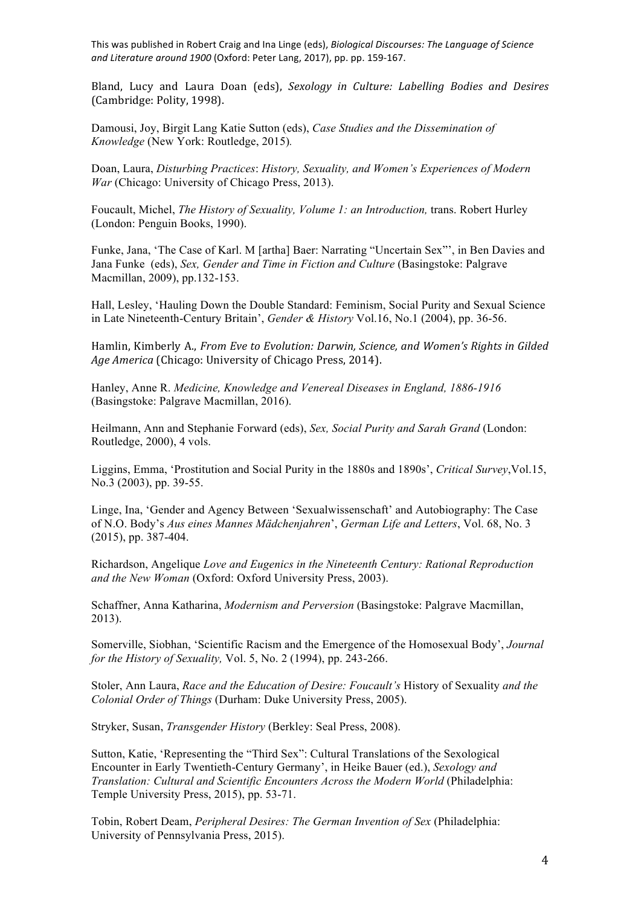This was published in Robert Craig and Ina Linge (eds), *Biological Discourses: The Language of Science and Literature around 1900* (Oxford: Peter Lang, 2017), pp. pp. 159-167.

Bland, Lucy and Laura Doan (eds), *Sexology in Culture: Labelling Bodies and Desires* (Cambridge: Polity, 1998).

Damousi, Joy, Birgit Lang Katie Sutton (eds), *Case Studies and the Dissemination of Knowledge* (New York: Routledge, 2015).

Doan, Laura, *Disturbing Practices*: *History, Sexuality, and Women's Experiences of Modern War* (Chicago: University of Chicago Press, 2013).

Foucault, Michel, *The History of Sexuality, Volume 1: an Introduction,* trans. Robert Hurley (London: Penguin Books, 1990).

Funke, Jana, 'The Case of Karl. M [artha] Baer: Narrating "Uncertain Sex"', in Ben Davies and Jana Funke (eds), *Sex, Gender and Time in Fiction and Culture* (Basingstoke: Palgrave Macmillan, 2009), pp.132-153.

Hall, Lesley, 'Hauling Down the Double Standard: Feminism, Social Purity and Sexual Science in Late Nineteenth-Century Britain', *Gender & History* Vol.16, No.1 (2004), pp. 36-56.

Hamlin, Kimberly A., *From Eve to Evolution: Darwin, Science, and Women's Rights in Gilded Age America* (Chicago: University of Chicago Press, 2014).

Hanley, Anne R. *Medicine, Knowledge and Venereal Diseases in England, 1886-1916* (Basingstoke: Palgrave Macmillan, 2016).

Heilmann, Ann and Stephanie Forward (eds), *Sex, Social Purity and Sarah Grand* (London: Routledge, 2000), 4 vols.

Liggins, Emma, 'Prostitution and Social Purity in the 1880s and 1890s', *Critical Survey*,Vol.15, No.3 (2003), pp. 39-55.

Linge, Ina, 'Gender and Agency Between 'Sexualwissenschaft' and Autobiography: The Case of N.O. Body's *Aus eines Mannes Mädchenjahren*', *German Life and Letters*, Vol. 68, No. 3 (2015), pp. 387-404.

Richardson, Angelique *Love and Eugenics in the Nineteenth Century: Rational Reproduction and the New Woman* (Oxford: Oxford University Press, 2003).

Schaffner, Anna Katharina, *Modernism and Perversion* (Basingstoke: Palgrave Macmillan, 2013).

Somerville, Siobhan, 'Scientific Racism and the Emergence of the Homosexual Body', *Journal for the History of Sexuality,* Vol. 5, No. 2 (1994), pp. 243-266.

Stoler, Ann Laura, *Race and the Education of Desire: Foucault's* History of Sexuality *and the Colonial Order of Things* (Durham: Duke University Press, 2005).

Stryker, Susan, *Transgender History* (Berkley: Seal Press, 2008).

Sutton, Katie, 'Representing the "Third Sex": Cultural Translations of the Sexological Encounter in Early Twentieth-Century Germany', in Heike Bauer (ed.), *Sexology and Translation: Cultural and Scientific Encounters Across the Modern World* (Philadelphia: Temple University Press, 2015), pp. 53-71.

Tobin, Robert Deam, *Peripheral Desires: The German Invention of Sex* (Philadelphia: University of Pennsylvania Press, 2015).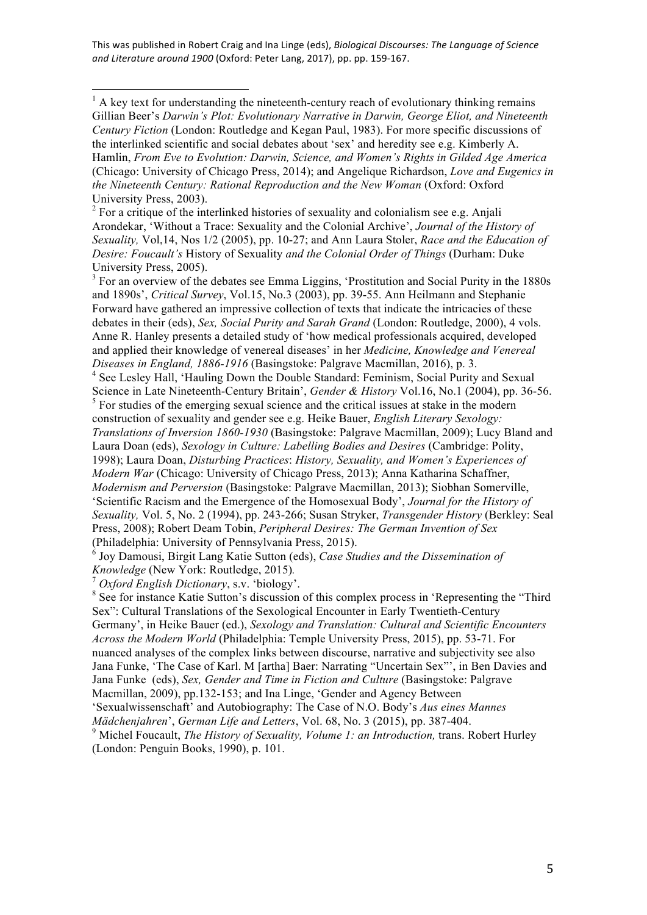[1] A key text for understanding the nineteenth-century reach of evolutionary thinking remains Gillian Beer's *Darwin's Plot: Evolutionary Narrative in Darwin, George Eliot, and Nineteenth Century Fiction* (London: Routledge and Kegan Paul, 1983). For more specific discussions of the interlinked scientific and social debates about 'sex' and heredity see e.g. Kimberly A. Hamlin, *From Eve to Evolution: Darwin, Science, and Women's Rights in Gilded Age America* (Chicago: University of Chicago Press, 2014); and Angelique Richardson, *Love and Eugenics in the Nineteenth Century: Rational Reproduction and the New Woman* (Oxford: Oxford University Press, 2003).

[2] For a critique of the interlinked histories of sexuality and colonialism see e.g. Anjali Arondekar, 'Without a Trace: Sexuality and the Colonial Archive', *Journal of the History of Sexuality,* Vol,14, Nos 1/2 (2005), pp. 10-27; and Ann Laura Stoler, *Race and the Education of Desire: Foucault's* History of Sexuality *and the Colonial Order of Things* (Durham: Duke University Press, 2005).

[3] For an overview of the debates see Emma Liggins, 'Prostitution and Social Purity in the 1880s and 1890s', *Critical Survey*, Vol.15, No.3 (2003), pp. 39-55. Ann Heilmann and Stephanie Forward have gathered an impressive collection of texts that indicate the intricacies of these debates in their (eds), *Sex, Social Purity and Sarah Grand* (London: Routledge, 2000), 4 vols. Anne R. Hanley presents a detailed study of 'how medical professionals acquired, developed and applied their knowledge of venereal diseases' in her *Medicine, Knowledge and Venereal Diseases in England, 1886-1916* (Basingstoke: Palgrave Macmillan, 2016), p. 3.

[4] See Lesley Hall, 'Hauling Down the Double Standard: Feminism, Social Purity and Sexual Science in Late Nineteenth-Century Britain', *Gender & History* Vol.16, No.1 (2004), pp. 36-56.

[5] For studies of the emerging sexual science and the critical issues at stake in the modern construction of sexuality and gender see e.g. Heike Bauer, *English Literary Sexology: Translations of Inversion 1860-1930* (Basingstoke: Palgrave Macmillan, 2009); Lucy Bland and Laura Doan (eds), *Sexology in Culture: Labelling Bodies and Desires* (Cambridge: Polity, 1998); Laura Doan, *Disturbing Practices*: *History, Sexuality, and Women's Experiences of Modern War* (Chicago: University of Chicago Press, 2013); Anna Katharina Schaffner, *Modernism and Perversion* (Basingstoke: Palgrave Macmillan, 2013); Siobhan Somerville, 'Scientific Racism and the Emergence of the Homosexual Body', *Journal for the History of Sexuality,* Vol. 5, No. 2 (1994), pp. 243-266; Susan Stryker, *Transgender History* (Berkley: Seal Press, 2008); Robert Deam Tobin, *Peripheral Desires: The German Invention of Sex* (Philadelphia: University of Pennsylvania Press, 2015).

[6] Joy Damousi, Birgit Lang Katie Sutton (eds), *Case Studies and the Dissemination of Knowledge* (New York: Routledge, 2015)*.*

[7] *Oxford English Dictionary*, s.v. 'biology'.

[8] See for instance Katie Sutton's discussion of this complex process in 'Representing the "Third Sex": Cultural Translations of the Sexological Encounter in Early Twentieth-Century Germany', in Heike Bauer (ed.), *Sexology and Translation: Cultural and Scientific Encounters Across the Modern World* (Philadelphia: Temple University Press, 2015), pp. 53-71. For nuanced analyses of the complex links between discourse, narrative and subjectivity see also Jana Funke, 'The Case of Karl. M [artha] Baer: Narrating "Uncertain Sex"', in Ben Davies and Jana Funke (eds), *Sex, Gender and Time in Fiction and Culture* (Basingstoke: Palgrave Macmillan, 2009), pp.132-153; and Ina Linge, 'Gender and Agency Between 'Sexualwissenschaft' and Autobiography: The Case of N.O. Body's *Aus eines Mannes Mädchenjahren*', *German Life and Letters*, Vol. 68, No. 3 (2015), pp. 387-404.

[9] Michel Foucault, *The History of Sexuality, Volume 1: an Introduction,* trans. Robert Hurley (London: Penguin Books, 1990), p. 101.